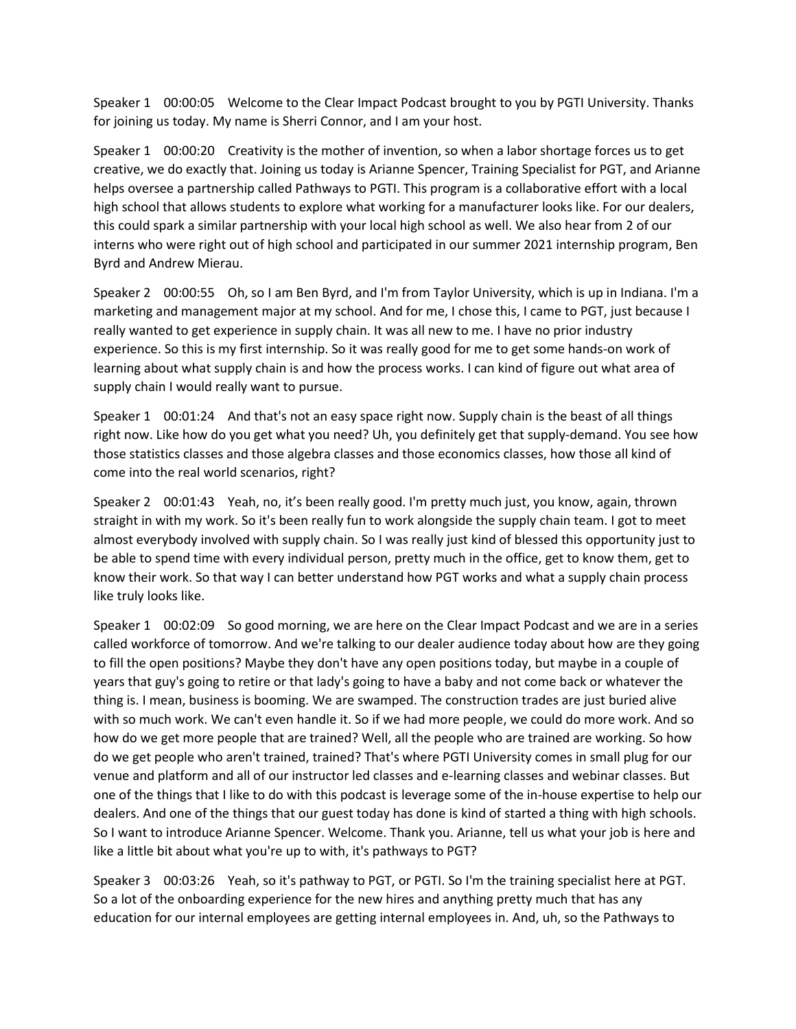Speaker 1 00:00:05 Welcome to the Clear Impact Podcast brought to you by PGTI University. Thanks for joining us today. My name is Sherri Connor, and I am your host.

Speaker 1 00:00:20 Creativity is the mother of invention, so when a labor shortage forces us to get creative, we do exactly that. Joining us today is Arianne Spencer, Training Specialist for PGT, and Arianne helps oversee a partnership called Pathways to PGTI. This program is a collaborative effort with a local high school that allows students to explore what working for a manufacturer looks like. For our dealers, this could spark a similar partnership with your local high school as well. We also hear from 2 of our interns who were right out of high school and participated in our summer 2021 internship program, Ben Byrd and Andrew Mierau.

Speaker 2 00:00:55 Oh, so I am Ben Byrd, and I'm from Taylor University, which is up in Indiana. I'm a marketing and management major at my school. And for me, I chose this, I came to PGT, just because I really wanted to get experience in supply chain. It was all new to me. I have no prior industry experience. So this is my first internship. So it was really good for me to get some hands-on work of learning about what supply chain is and how the process works. I can kind of figure out what area of supply chain I would really want to pursue.

Speaker 1 00:01:24 And that's not an easy space right now. Supply chain is the beast of all things right now. Like how do you get what you need? Uh, you definitely get that supply-demand. You see how those statistics classes and those algebra classes and those economics classes, how those all kind of come into the real world scenarios, right?

Speaker 2 00:01:43 Yeah, no, it's been really good. I'm pretty much just, you know, again, thrown straight in with my work. So it's been really fun to work alongside the supply chain team. I got to meet almost everybody involved with supply chain. So I was really just kind of blessed this opportunity just to be able to spend time with every individual person, pretty much in the office, get to know them, get to know their work. So that way I can better understand how PGT works and what a supply chain process like truly looks like.

Speaker 1 00:02:09 So good morning, we are here on the Clear Impact Podcast and we are in a series called workforce of tomorrow. And we're talking to our dealer audience today about how are they going to fill the open positions? Maybe they don't have any open positions today, but maybe in a couple of years that guy's going to retire or that lady's going to have a baby and not come back or whatever the thing is. I mean, business is booming. We are swamped. The construction trades are just buried alive with so much work. We can't even handle it. So if we had more people, we could do more work. And so how do we get more people that are trained? Well, all the people who are trained are working. So how do we get people who aren't trained, trained? That's where PGTI University comes in small plug for our venue and platform and all of our instructor led classes and e-learning classes and webinar classes. But one of the things that I like to do with this podcast is leverage some of the in-house expertise to help our dealers. And one of the things that our guest today has done is kind of started a thing with high schools. So I want to introduce Arianne Spencer. Welcome. Thank you. Arianne, tell us what your job is here and like a little bit about what you're up to with, it's pathways to PGT?

Speaker 3 00:03:26 Yeah, so it's pathway to PGT, or PGTI. So I'm the training specialist here at PGT. So a lot of the onboarding experience for the new hires and anything pretty much that has any education for our internal employees are getting internal employees in. And, uh, so the Pathways to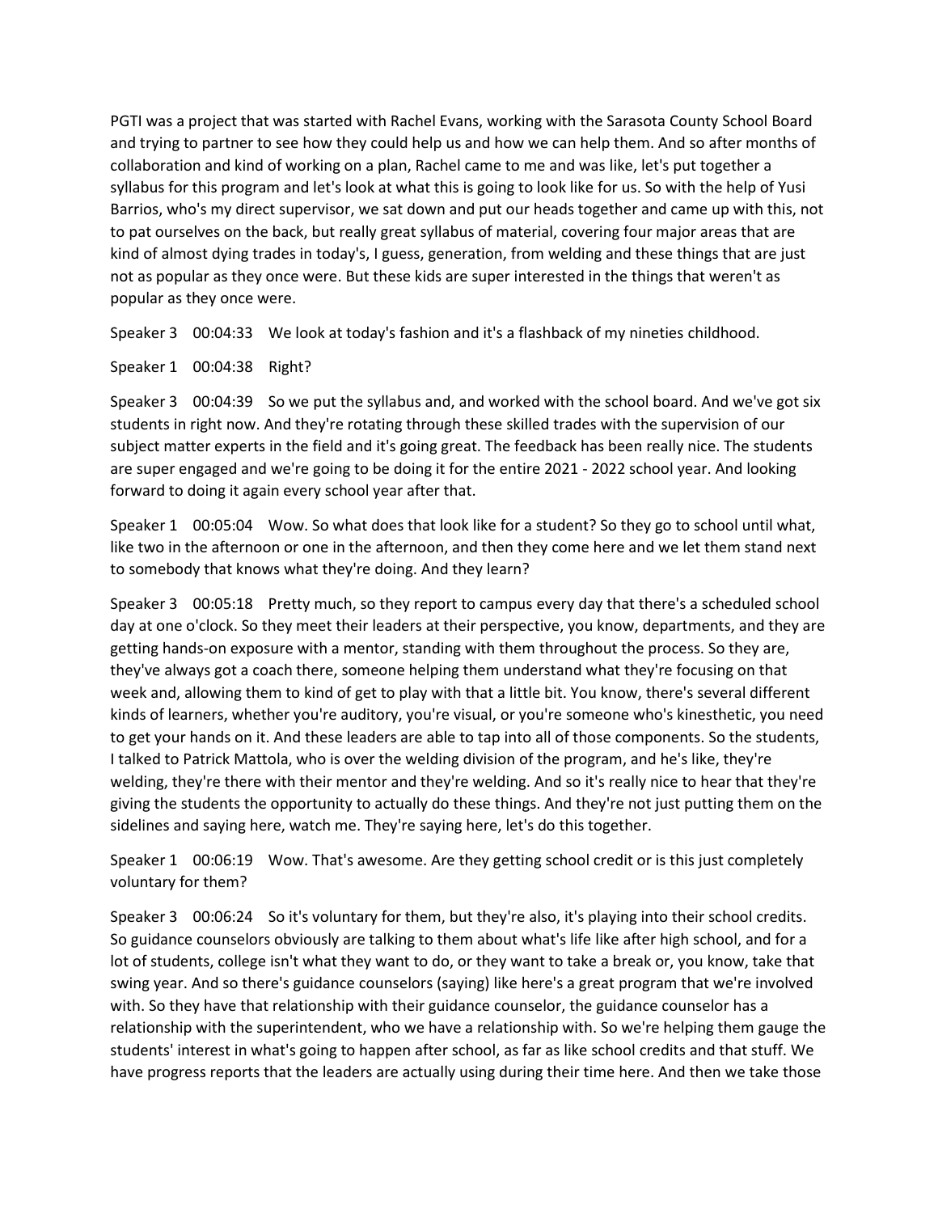PGTI was a project that was started with Rachel Evans, working with the Sarasota County School Board and trying to partner to see how they could help us and how we can help them. And so after months of collaboration and kind of working on a plan, Rachel came to me and was like, let's put together a syllabus for this program and let's look at what this is going to look like for us. So with the help of Yusi Barrios, who's my direct supervisor, we sat down and put our heads together and came up with this, not to pat ourselves on the back, but really great syllabus of material, covering four major areas that are kind of almost dying trades in today's, I guess, generation, from welding and these things that are just not as popular as they once were. But these kids are super interested in the things that weren't as popular as they once were.

Speaker 3 00:04:33 We look at today's fashion and it's a flashback of my nineties childhood.

Speaker 1 00:04:38 Right?

Speaker 3 00:04:39 So we put the syllabus and, and worked with the school board. And we've got six students in right now. And they're rotating through these skilled trades with the supervision of our subject matter experts in the field and it's going great. The feedback has been really nice. The students are super engaged and we're going to be doing it for the entire 2021 - 2022 school year. And looking forward to doing it again every school year after that.

Speaker 1 00:05:04 Wow. So what does that look like for a student? So they go to school until what, like two in the afternoon or one in the afternoon, and then they come here and we let them stand next to somebody that knows what they're doing. And they learn?

Speaker 3 00:05:18 Pretty much, so they report to campus every day that there's a scheduled school day at one o'clock. So they meet their leaders at their perspective, you know, departments, and they are getting hands-on exposure with a mentor, standing with them throughout the process. So they are, they've always got a coach there, someone helping them understand what they're focusing on that week and, allowing them to kind of get to play with that a little bit. You know, there's several different kinds of learners, whether you're auditory, you're visual, or you're someone who's kinesthetic, you need to get your hands on it. And these leaders are able to tap into all of those components. So the students, I talked to Patrick Mattola, who is over the welding division of the program, and he's like, they're welding, they're there with their mentor and they're welding. And so it's really nice to hear that they're giving the students the opportunity to actually do these things. And they're not just putting them on the sidelines and saying here, watch me. They're saying here, let's do this together.

Speaker 1 00:06:19 Wow. That's awesome. Are they getting school credit or is this just completely voluntary for them?

Speaker 3 00:06:24 So it's voluntary for them, but they're also, it's playing into their school credits. So guidance counselors obviously are talking to them about what's life like after high school, and for a lot of students, college isn't what they want to do, or they want to take a break or, you know, take that swing year. And so there's guidance counselors (saying) like here's a great program that we're involved with. So they have that relationship with their guidance counselor, the guidance counselor has a relationship with the superintendent, who we have a relationship with. So we're helping them gauge the students' interest in what's going to happen after school, as far as like school credits and that stuff. We have progress reports that the leaders are actually using during their time here. And then we take those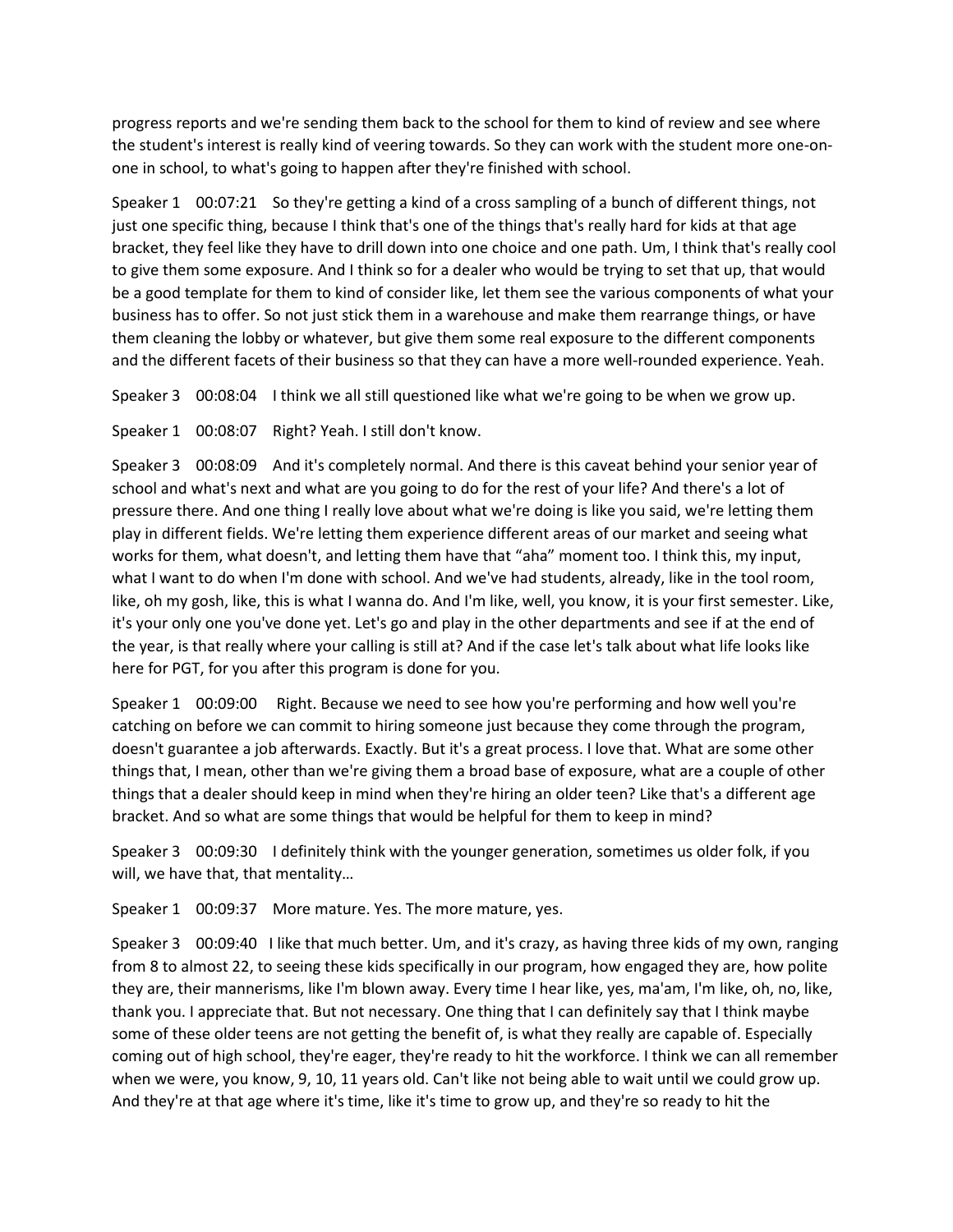progress reports and we're sending them back to the school for them to kind of review and see where the student's interest is really kind of veering towards. So they can work with the student more one-on-one in school, to what's going to happen after they're finished with school.

Speaker 1 00:07:21 So they're getting a kind of a cross sampling of a bunch of different things, not just one specific thing, because I think that's one of the things that's really hard for kids at that age bracket, they feel like they have to drill down into one choice and one path. Um, I think that's really cool to give them some exposure. And I think so for a dealer who would be trying to set that up, that would be a good template for them to kind of consider like, let them see the various components of what your business has to offer. So not just stick them in a warehouse and make them rearrange things, or have them cleaning the lobby or whatever, but give them some real exposure to the different components and the different facets of their business so that they can have a more well-rounded experience. Yeah.

Speaker 3 00:08:04 I think we all still questioned like what we're going to be when we grow up.

Speaker 1 00:08:07 Right? Yeah. I still don't know.

Speaker 3 00:08:09 And it's completely normal. And there is this caveat behind your senior year of school and what's next and what are you going to do for the rest of your life? And there's a lot of pressure there. And one thing I really love about what we're doing is like you said, we're letting them play in different fields. We're letting them experience different areas of our market and seeing what works for them, what doesn't, and letting them have that "aha" moment too. I think this, my input, what I want to do when I'm done with school. And we've had students, already, like in the tool room, like, oh my gosh, like, this is what I wanna do. And I'm like, well, you know, it is your first semester. Like, it's your only one you've done yet. Let's go and play in the other departments and see if at the end of the year, is that really where your calling is still at? And if the case let's talk about what life looks like here for PGT, for you after this program is done for you.

Speaker 1 00:09:00 Right. Because we need to see how you're performing and how well you're catching on before we can commit to hiring someone just because they come through the program, doesn't guarantee a job afterwards. Exactly. But it's a great process. I love that. What are some other things that, I mean, other than we're giving them a broad base of exposure, what are a couple of other things that a dealer should keep in mind when they're hiring an older teen? Like that's a different age bracket. And so what are some things that would be helpful for them to keep in mind?

Speaker 3 00:09:30 I definitely think with the younger generation, sometimes us older folk, if you will, we have that, that mentality…

Speaker 1 00:09:37 More mature. Yes. The more mature, yes.

Speaker 3 00:09:40 I like that much better. Um, and it's crazy, as having three kids of my own, ranging from 8 to almost 22, to seeing these kids specifically in our program, how engaged they are, how polite they are, their mannerisms, like I'm blown away. Every time I hear like, yes, ma'am, I'm like, oh, no, like, thank you. I appreciate that. But not necessary. One thing that I can definitely say that I think maybe some of these older teens are not getting the benefit of, is what they really are capable of. Especially coming out of high school, they're eager, they're ready to hit the workforce. I think we can all remember when we were, you know, 9, 10, 11 years old. Can't like not being able to wait until we could grow up. And they're at that age where it's time, like it's time to grow up, and they're so ready to hit the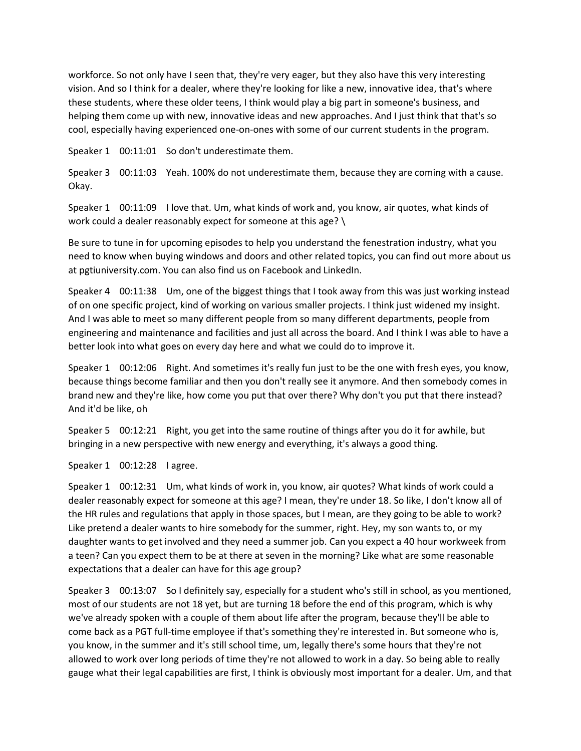workforce. So not only have I seen that, they're very eager, but they also have this very interesting vision. And so I think for a dealer, where they're looking for like a new, innovative idea, that's where these students, where these older teens, I think would play a big part in someone's business, and helping them come up with new, innovative ideas and new approaches. And I just think that that's so cool, especially having experienced one-on-ones with some of our current students in the program.

Speaker 1 00:11:01 So don't underestimate them.

Speaker 3 00:11:03 Yeah. 100% do not underestimate them, because they are coming with a cause. Okay.

Speaker 1 00:11:09 I love that. Um, what kinds of work and, you know, air quotes, what kinds of work could a dealer reasonably expect for someone at this age? \

Be sure to tune in for upcoming episodes to help you understand the fenestration industry, what you need to know when buying windows and doors and other related topics, you can find out more about us at pgtiuniversity.com. You can also find us on Facebook and LinkedIn.

Speaker 4 00:11:38 Um, one of the biggest things that I took away from this was just working instead of on one specific project, kind of working on various smaller projects. I think just widened my insight. And I was able to meet so many different people from so many different departments, people from engineering and maintenance and facilities and just all across the board. And I think I was able to have a better look into what goes on every day here and what we could do to improve it.

Speaker 1 00:12:06 Right. And sometimes it's really fun just to be the one with fresh eyes, you know, because things become familiar and then you don't really see it anymore. And then somebody comes in brand new and they're like, how come you put that over there? Why don't you put that there instead? And it'd be like, oh

Speaker 5 00:12:21 Right, you get into the same routine of things after you do it for awhile, but bringing in a new perspective with new energy and everything, it's always a good thing.

Speaker 1 00:12:28 I agree.

Speaker 1 00:12:31 Um, what kinds of work in, you know, air quotes? What kinds of work could a dealer reasonably expect for someone at this age? I mean, they're under 18. So like, I don't know all of the HR rules and regulations that apply in those spaces, but I mean, are they going to be able to work? Like pretend a dealer wants to hire somebody for the summer, right. Hey, my son wants to, or my daughter wants to get involved and they need a summer job. Can you expect a 40 hour workweek from a teen? Can you expect them to be at there at seven in the morning? Like what are some reasonable expectations that a dealer can have for this age group?

Speaker 3 00:13:07 So I definitely say, especially for a student who's still in school, as you mentioned, most of our students are not 18 yet, but are turning 18 before the end of this program, which is why we've already spoken with a couple of them about life after the program, because they'll be able to come back as a PGT full-time employee if that's something they're interested in. But someone who is, you know, in the summer and it's still school time, um, legally there's some hours that they're not allowed to work over long periods of time they're not allowed to work in a day. So being able to really gauge what their legal capabilities are first, I think is obviously most important for a dealer. Um, and that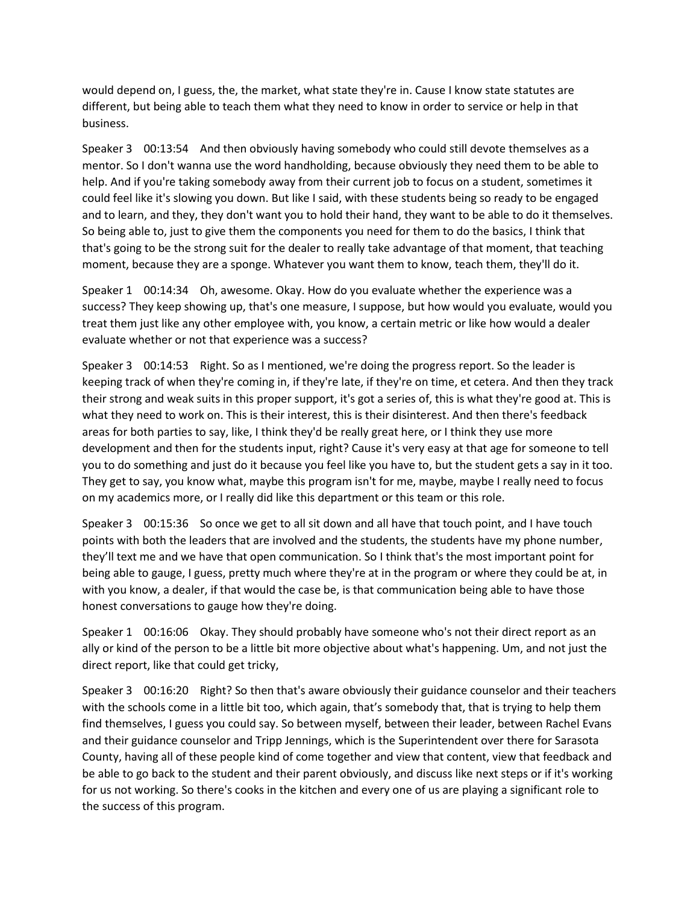would depend on, I guess, the, the market, what state they're in. Cause I know state statutes are different, but being able to teach them what they need to know in order to service or help in that business.

Speaker 3 00:13:54 And then obviously having somebody who could still devote themselves as a mentor. So I don't wanna use the word handholding, because obviously they need them to be able to help. And if you're taking somebody away from their current job to focus on a student, sometimes it could feel like it's slowing you down. But like I said, with these students being so ready to be engaged and to learn, and they, they don't want you to hold their hand, they want to be able to do it themselves. So being able to, just to give them the components you need for them to do the basics, I think that that's going to be the strong suit for the dealer to really take advantage of that moment, that teaching moment, because they are a sponge. Whatever you want them to know, teach them, they'll do it.

Speaker 1 00:14:34 Oh, awesome. Okay. How do you evaluate whether the experience was a success? They keep showing up, that's one measure, I suppose, but how would you evaluate, would you treat them just like any other employee with, you know, a certain metric or like how would a dealer evaluate whether or not that experience was a success?

Speaker 3 00:14:53 Right. So as I mentioned, we're doing the progress report. So the leader is keeping track of when they're coming in, if they're late, if they're on time, et cetera. And then they track their strong and weak suits in this proper support, it's got a series of, this is what they're good at. This is what they need to work on. This is their interest, this is their disinterest. And then there's feedback areas for both parties to say, like, I think they'd be really great here, or I think they use more development and then for the students input, right? Cause it's very easy at that age for someone to tell you to do something and just do it because you feel like you have to, but the student gets a say in it too. They get to say, you know what, maybe this program isn't for me, maybe, maybe I really need to focus on my academics more, or I really did like this department or this team or this role.

Speaker 3 00:15:36 So once we get to all sit down and all have that touch point, and I have touch points with both the leaders that are involved and the students, the students have my phone number, they'll text me and we have that open communication. So I think that's the most important point for being able to gauge, I guess, pretty much where they're at in the program or where they could be at, in with you know, a dealer, if that would the case be, is that communication being able to have those honest conversations to gauge how they're doing.

Speaker 1 00:16:06 Okay. They should probably have someone who's not their direct report as an ally or kind of the person to be a little bit more objective about what's happening. Um, and not just the direct report, like that could get tricky,

Speaker 3 00:16:20 Right? So then that's aware obviously their guidance counselor and their teachers with the schools come in a little bit too, which again, that's somebody that, that is trying to help them find themselves, I guess you could say. So between myself, between their leader, between Rachel Evans and their guidance counselor and Tripp Jennings, which is the Superintendent over there for Sarasota County, having all of these people kind of come together and view that content, view that feedback and be able to go back to the student and their parent obviously, and discuss like next steps or if it's working for us not working. So there's cooks in the kitchen and every one of us are playing a significant role to the success of this program.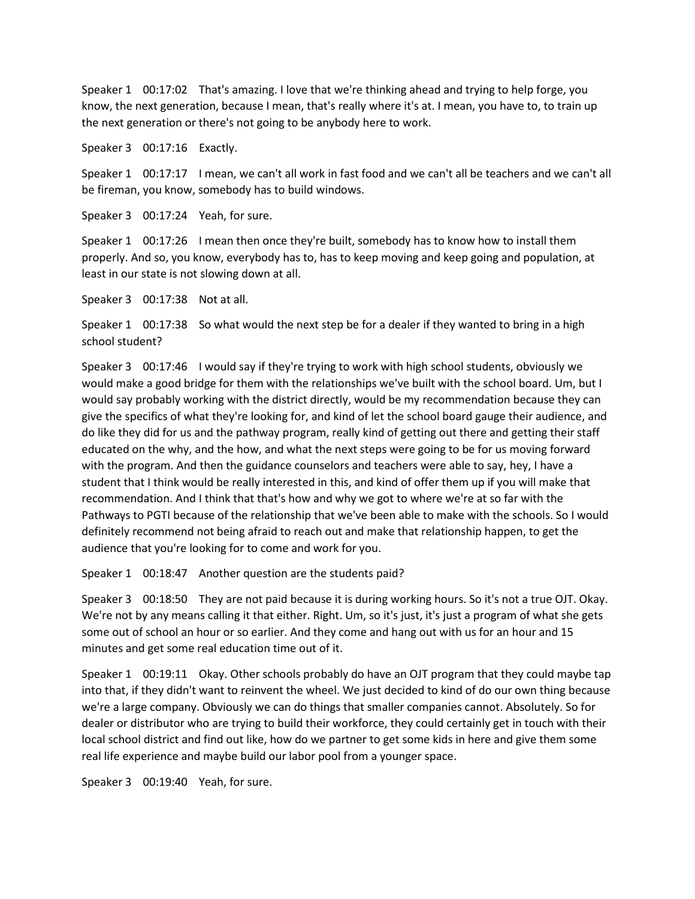Speaker 1    00:17:02    That's amazing. I love that we're thinking ahead and trying to help forge, you know, the next generation, because I mean, that's really where it's at. I mean, you have to, to train up the next generation or there's not going to be anybody here to work.

Speaker 3    00:17:16    Exactly.

Speaker 1    00:17:17    I mean, we can't all work in fast food and we can't all be teachers and we can't all be fireman, you know, somebody has to build windows.

Speaker 3    00:17:24    Yeah, for sure.

Speaker 1    00:17:26    I mean then once they're built, somebody has to know how to install them properly. And so, you know, everybody has to, has to keep moving and keep going and population, at least in our state is not slowing down at all.

Speaker 3    00:17:38    Not at all.

Speaker 1    00:17:38    So what would the next step be for a dealer if they wanted to bring in a high school student?

Speaker 3    00:17:46    I would say if they're trying to work with high school students, obviously we would make a good bridge for them with the relationships we've built with the school board. Um, but I would say probably working with the district directly, would be my recommendation because they can give the specifics of what they're looking for, and kind of let the school board gauge their audience, and do like they did for us and the pathway program, really kind of getting out there and getting their staff educated on the why, and the how, and what the next steps were going to be for us moving forward with the program. And then the guidance counselors and teachers were able to say, hey, I have a student that I think would be really interested in this, and kind of offer them up if you will make that recommendation. And I think that that's how and why we got to where we're at so far with the Pathways to PGTI because of the relationship that we've been able to make with the schools. So I would definitely recommend not being afraid to reach out and make that relationship happen, to get the audience that you're looking for to come and work for you.

Speaker 1    00:18:47    Another question are the students paid?

Speaker 3    00:18:50    They are not paid because it is during working hours. So it's not a true OJT. Okay. We're not by any means calling it that either. Right. Um, so it's just, it's just a program of what she gets some out of school an hour or so earlier. And they come and hang out with us for an hour and 15 minutes and get some real education time out of it.

Speaker 1    00:19:11    Okay. Other schools probably do have an OJT program that they could maybe tap into that, if they didn't want to reinvent the wheel. We just decided to kind of do our own thing because we're a large company. Obviously we can do things that smaller companies cannot. Absolutely. So for dealer or distributor who are trying to build their workforce, they could certainly get in touch with their local school district and find out like, how do we partner to get some kids in here and give them some real life experience and maybe build our labor pool from a younger space.

Speaker 3    00:19:40    Yeah, for sure.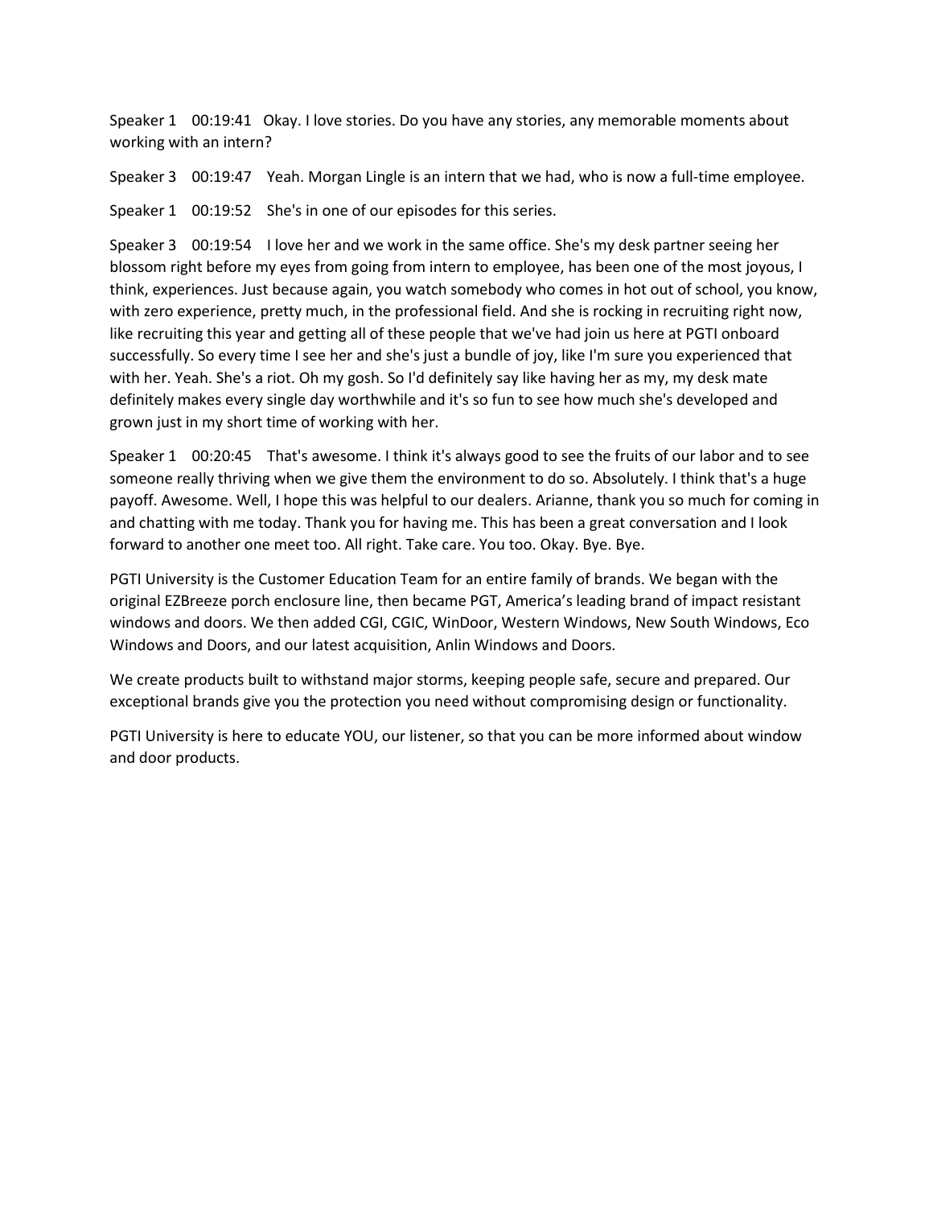Speaker 1 00:19:41 Okay. I love stories. Do you have any stories, any memorable moments about working with an intern?

Speaker 3 00:19:47 Yeah. Morgan Lingle is an intern that we had, who is now a full-time employee.

Speaker 1 00:19:52 She's in one of our episodes for this series.

Speaker 3 00:19:54 I love her and we work in the same office. She's my desk partner seeing her blossom right before my eyes from going from intern to employee, has been one of the most joyous, I think, experiences. Just because again, you watch somebody who comes in hot out of school, you know, with zero experience, pretty much, in the professional field. And she is rocking in recruiting right now, like recruiting this year and getting all of these people that we've had join us here at PGTI onboard successfully. So every time I see her and she's just a bundle of joy, like I'm sure you experienced that with her. Yeah. She's a riot. Oh my gosh. So I'd definitely say like having her as my, my desk mate definitely makes every single day worthwhile and it's so fun to see how much she's developed and grown just in my short time of working with her.

Speaker 1 00:20:45 That's awesome. I think it's always good to see the fruits of our labor and to see someone really thriving when we give them the environment to do so. Absolutely. I think that's a huge payoff. Awesome. Well, I hope this was helpful to our dealers. Arianne, thank you so much for coming in and chatting with me today. Thank you for having me. This has been a great conversation and I look forward to another one meet too. All right. Take care. You too. Okay. Bye. Bye.

PGTI University is the Customer Education Team for an entire family of brands. We began with the original EZBreeze porch enclosure line, then became PGT, America's leading brand of impact resistant windows and doors. We then added CGI, CGIC, WinDoor, Western Windows, New South Windows, Eco Windows and Doors, and our latest acquisition, Anlin Windows and Doors.

We create products built to withstand major storms, keeping people safe, secure and prepared. Our exceptional brands give you the protection you need without compromising design or functionality.

PGTI University is here to educate YOU, our listener, so that you can be more informed about window and door products.